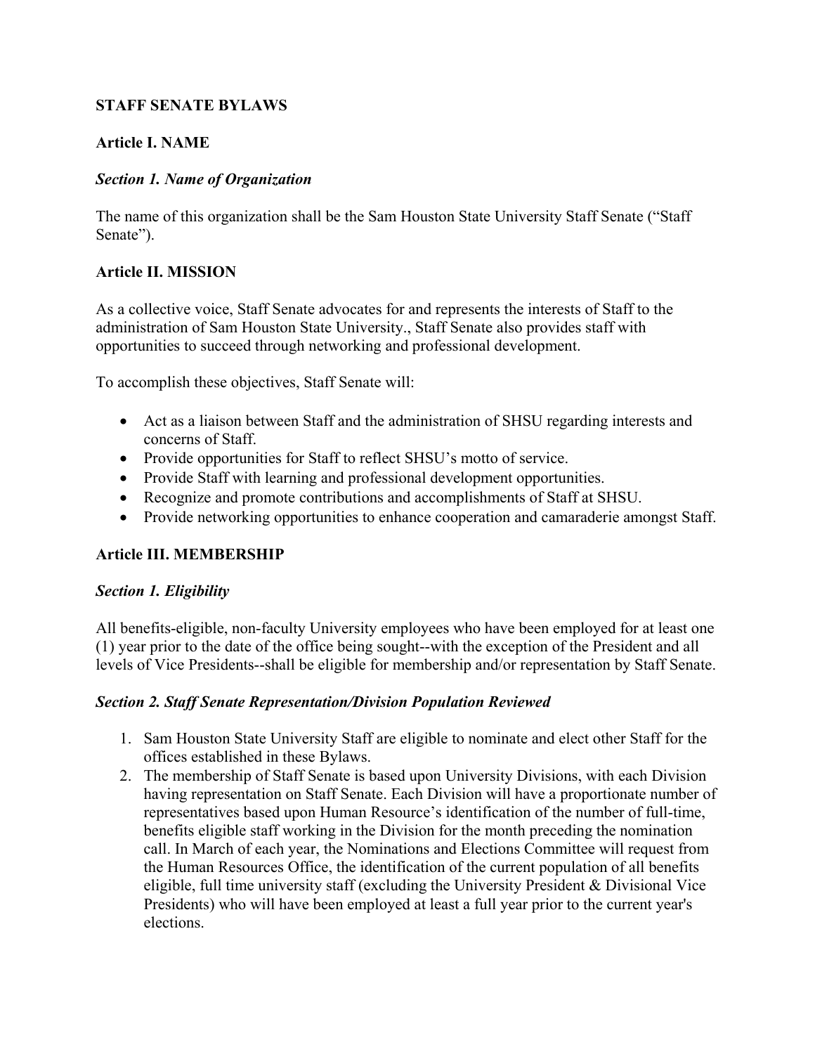# STAFF SENATE BYLAWS

## Article I. NAME

### *Section 1. Name of Organization*

The name of this organization shall be the Sam Houston State University Staff Senate ("Staff Senate").

## Article II. MISSION

As a collective voice, Staff Senate advocates for and represents the interests of Staff to the administration of Sam Houston State University., Staff Senate also provides staff with opportunities to succeed through networking and professional development.

To accomplish these objectives, Staff Senate will:

- Act as a liaison between Staff and the administration of SHSU regarding interests and concerns of Staff.
- Provide opportunities for Staff to reflect SHSU's motto of service.
- Provide Staff with learning and professional development opportunities.
- Recognize and promote contributions and accomplishments of Staff at SHSU.
- Provide networking opportunities to enhance cooperation and camaraderie amongst Staff.

## Article III. MEMBERSHIP

### *Section 1. Eligibility*

All benefits-eligible, non-faculty University employees who have been employed for at least one (1) year prior to the date of the office being sought--with the exception of the President and all levels of Vice Presidents--shall be eligible for membership and/or representation by Staff Senate.

### *Section 2. Staff Senate Representation/Division Population Reviewed*

1. Sam Houston State University Staff are eligible to nominate and elect other Staff for the offices established in these Bylaws.
2. The membership of Staff Senate is based upon University Divisions, with each Division having representation on Staff Senate. Each Division will have a proportionate number of representatives based upon Human Resource's identification of the number of full-time, benefits eligible staff working in the Division for the month preceding the nomination call. In March of each year, the Nominations and Elections Committee will request from the Human Resources Office, the identification of the current population of all benefits eligible, full time university staff (excluding the University President & Divisional Vice Presidents) who will have been employed at least a full year prior to the current year's elections.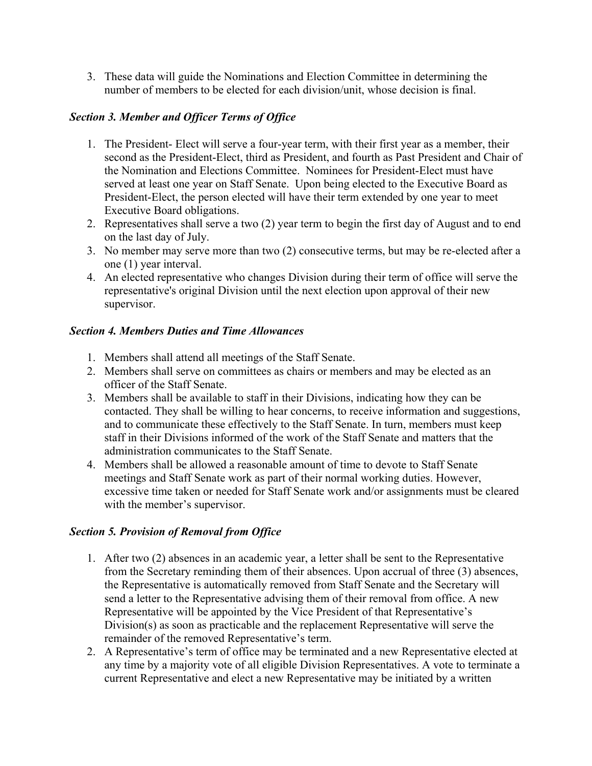3. These data will guide the Nominations and Election Committee in determining the number of members to be elected for each division/unit, whose decision is final.

### *Section 3. Member and Officer Terms of Office*

1. The President- Elect will serve a four-year term, with their first year as a member, their second as the President-Elect, third as President, and fourth as Past President and Chair of the Nomination and Elections Committee. Nominees for President-Elect must have served at least one year on Staff Senate. Upon being elected to the Executive Board as President-Elect, the person elected will have their term extended by one year to meet Executive Board obligations.
2. Representatives shall serve a two (2) year term to begin the first day of August and to end on the last day of July.
3. No member may serve more than two (2) consecutive terms, but may be re-elected after a one (1) year interval.
4. An elected representative who changes Division during their term of office will serve the representative's original Division until the next election upon approval of their new supervisor.

### *Section 4. Members Duties and Time Allowances*

1. Members shall attend all meetings of the Staff Senate.
2. Members shall serve on committees as chairs or members and may be elected as an officer of the Staff Senate.
3. Members shall be available to staff in their Divisions, indicating how they can be contacted. They shall be willing to hear concerns, to receive information and suggestions, and to communicate these effectively to the Staff Senate. In turn, members must keep staff in their Divisions informed of the work of the Staff Senate and matters that the administration communicates to the Staff Senate.
4. Members shall be allowed a reasonable amount of time to devote to Staff Senate meetings and Staff Senate work as part of their normal working duties. However, excessive time taken or needed for Staff Senate work and/or assignments must be cleared with the member's supervisor.

### *Section 5. Provision of Removal from Office*

1. After two (2) absences in an academic year, a letter shall be sent to the Representative from the Secretary reminding them of their absences. Upon accrual of three (3) absences, the Representative is automatically removed from Staff Senate and the Secretary will send a letter to the Representative advising them of their removal from office. A new Representative will be appointed by the Vice President of that Representative's Division(s) as soon as practicable and the replacement Representative will serve the remainder of the removed Representative's term.
2. A Representative's term of office may be terminated and a new Representative elected at any time by a majority vote of all eligible Division Representatives. A vote to terminate a current Representative and elect a new Representative may be initiated by a written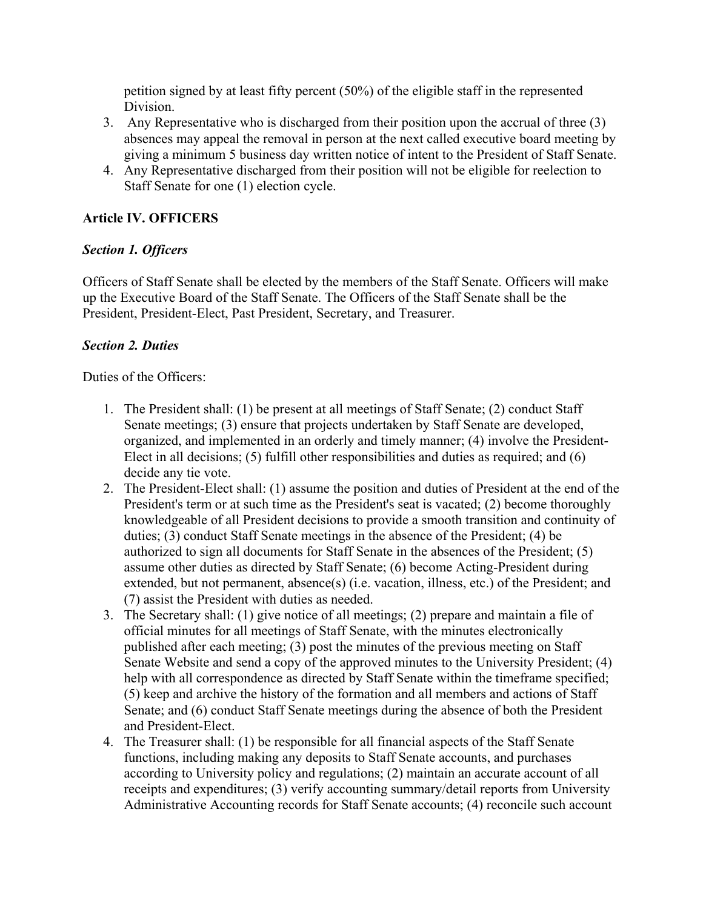petition signed by at least fifty percent (50%) of the eligible staff in the represented Division.

3. Any Representative who is discharged from their position upon the accrual of three (3) absences may appeal the removal in person at the next called executive board meeting by giving a minimum 5 business day written notice of intent to the President of Staff Senate.
4. Any Representative discharged from their position will not be eligible for reelection to Staff Senate for one (1) election cycle.

## Article IV. OFFICERS

### *Section 1. Officers*

Officers of Staff Senate shall be elected by the members of the Staff Senate. Officers will make up the Executive Board of the Staff Senate. The Officers of the Staff Senate shall be the President, President-Elect, Past President, Secretary, and Treasurer.

### *Section 2. Duties*

Duties of the Officers:

1. The President shall: (1) be present at all meetings of Staff Senate; (2) conduct Staff Senate meetings; (3) ensure that projects undertaken by Staff Senate are developed, organized, and implemented in an orderly and timely manner; (4) involve the President-Elect in all decisions; (5) fulfill other responsibilities and duties as required; and (6) decide any tie vote.
2. The President-Elect shall: (1) assume the position and duties of President at the end of the President's term or at such time as the President's seat is vacated; (2) become thoroughly knowledgeable of all President decisions to provide a smooth transition and continuity of duties; (3) conduct Staff Senate meetings in the absence of the President; (4) be authorized to sign all documents for Staff Senate in the absences of the President; (5) assume other duties as directed by Staff Senate; (6) become Acting-President during extended, but not permanent, absence(s) (i.e. vacation, illness, etc.) of the President; and (7) assist the President with duties as needed.
3. The Secretary shall: (1) give notice of all meetings; (2) prepare and maintain a file of official minutes for all meetings of Staff Senate, with the minutes electronically published after each meeting; (3) post the minutes of the previous meeting on Staff Senate Website and send a copy of the approved minutes to the University President; (4) help with all correspondence as directed by Staff Senate within the timeframe specified; (5) keep and archive the history of the formation and all members and actions of Staff Senate; and (6) conduct Staff Senate meetings during the absence of both the President and President-Elect.
4. The Treasurer shall: (1) be responsible for all financial aspects of the Staff Senate functions, including making any deposits to Staff Senate accounts, and purchases according to University policy and regulations; (2) maintain an accurate account of all receipts and expenditures; (3) verify accounting summary/detail reports from University Administrative Accounting records for Staff Senate accounts; (4) reconcile such account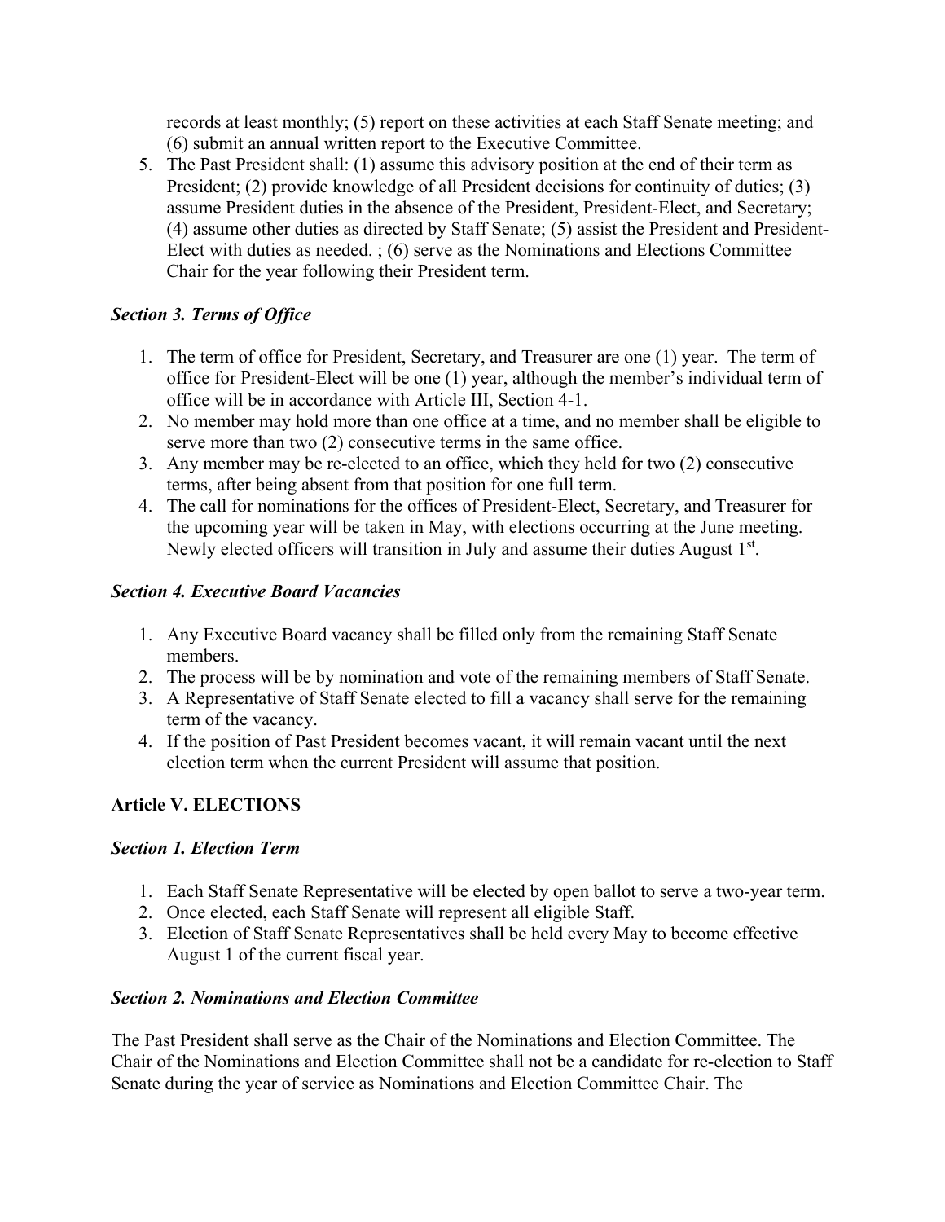records at least monthly; (5) report on these activities at each Staff Senate meeting; and (6) submit an annual written report to the Executive Committee.

5. The Past President shall: (1) assume this advisory position at the end of their term as President; (2) provide knowledge of all President decisions for continuity of duties; (3) assume President duties in the absence of the President, President-Elect, and Secretary; (4) assume other duties as directed by Staff Senate; (5) assist the President and President-Elect with duties as needed. ; (6) serve as the Nominations and Elections Committee Chair for the year following their President term.

### *Section 3. Terms of Office*

1. The term of office for President, Secretary, and Treasurer are one (1) year. The term of office for President-Elect will be one (1) year, although the member's individual term of office will be in accordance with Article III, Section 4-1.
2. No member may hold more than one office at a time, and no member shall be eligible to serve more than two (2) consecutive terms in the same office.
3. Any member may be re-elected to an office, which they held for two (2) consecutive terms, after being absent from that position for one full term.
4. The call for nominations for the offices of President-Elect, Secretary, and Treasurer for the upcoming year will be taken in May, with elections occurring at the June meeting. Newly elected officers will transition in July and assume their duties August 1st.

### *Section 4. Executive Board Vacancies*

1. Any Executive Board vacancy shall be filled only from the remaining Staff Senate members.
2. The process will be by nomination and vote of the remaining members of Staff Senate.
3. A Representative of Staff Senate elected to fill a vacancy shall serve for the remaining term of the vacancy.
4. If the position of Past President becomes vacant, it will remain vacant until the next election term when the current President will assume that position.

## Article V. ELECTIONS

### *Section 1. Election Term*

1. Each Staff Senate Representative will be elected by open ballot to serve a two-year term.
2. Once elected, each Staff Senate will represent all eligible Staff.
3. Election of Staff Senate Representatives shall be held every May to become effective August 1 of the current fiscal year.

### *Section 2. Nominations and Election Committee*

The Past President shall serve as the Chair of the Nominations and Election Committee. The Chair of the Nominations and Election Committee shall not be a candidate for re-election to Staff Senate during the year of service as Nominations and Election Committee Chair. The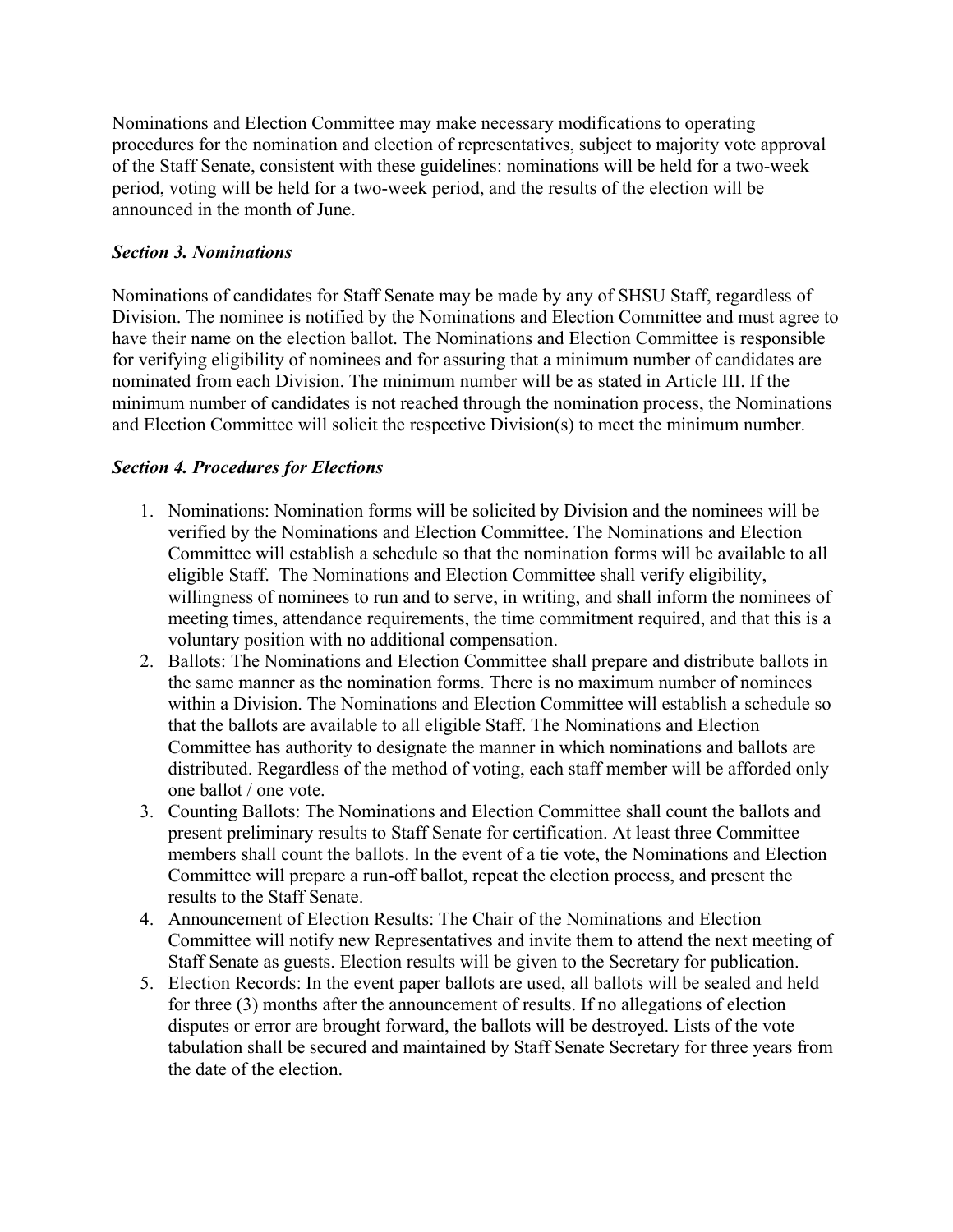Nominations and Election Committee may make necessary modifications to operating procedures for the nomination and election of representatives, subject to majority vote approval of the Staff Senate, consistent with these guidelines: nominations will be held for a two-week period, voting will be held for a two-week period, and the results of the election will be announced in the month of June.

### *Section 3. Nominations*

Nominations of candidates for Staff Senate may be made by any of SHSU Staff, regardless of Division. The nominee is notified by the Nominations and Election Committee and must agree to have their name on the election ballot. The Nominations and Election Committee is responsible for verifying eligibility of nominees and for assuring that a minimum number of candidates are nominated from each Division. The minimum number will be as stated in Article III. If the minimum number of candidates is not reached through the nomination process, the Nominations and Election Committee will solicit the respective Division(s) to meet the minimum number.

### *Section 4. Procedures for Elections*

1. Nominations: Nomination forms will be solicited by Division and the nominees will be verified by the Nominations and Election Committee. The Nominations and Election Committee will establish a schedule so that the nomination forms will be available to all eligible Staff. The Nominations and Election Committee shall verify eligibility, willingness of nominees to run and to serve, in writing, and shall inform the nominees of meeting times, attendance requirements, the time commitment required, and that this is a voluntary position with no additional compensation.
2. Ballots: The Nominations and Election Committee shall prepare and distribute ballots in the same manner as the nomination forms. There is no maximum number of nominees within a Division. The Nominations and Election Committee will establish a schedule so that the ballots are available to all eligible Staff. The Nominations and Election Committee has authority to designate the manner in which nominations and ballots are distributed. Regardless of the method of voting, each staff member will be afforded only one ballot / one vote.
3. Counting Ballots: The Nominations and Election Committee shall count the ballots and present preliminary results to Staff Senate for certification. At least three Committee members shall count the ballots. In the event of a tie vote, the Nominations and Election Committee will prepare a run-off ballot, repeat the election process, and present the results to the Staff Senate.
4. Announcement of Election Results: The Chair of the Nominations and Election Committee will notify new Representatives and invite them to attend the next meeting of Staff Senate as guests. Election results will be given to the Secretary for publication.
5. Election Records: In the event paper ballots are used, all ballots will be sealed and held for three (3) months after the announcement of results. If no allegations of election disputes or error are brought forward, the ballots will be destroyed. Lists of the vote tabulation shall be secured and maintained by Staff Senate Secretary for three years from the date of the election.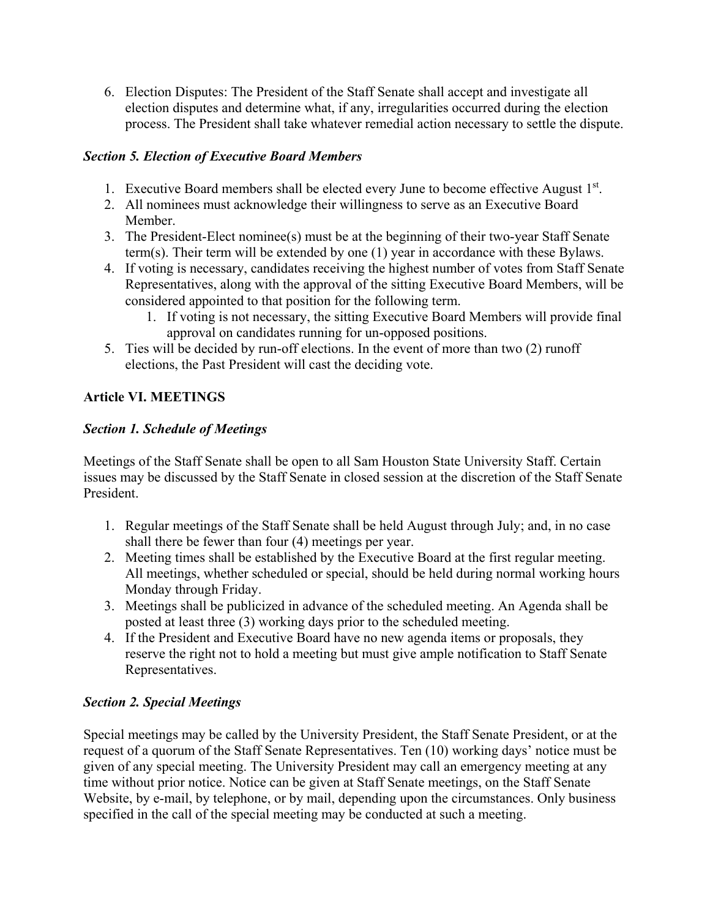6. Election Disputes: The President of the Staff Senate shall accept and investigate all election disputes and determine what, if any, irregularities occurred during the election process. The President shall take whatever remedial action necessary to settle the dispute.

### *Section 5. Election of Executive Board Members*

1. Executive Board members shall be elected every June to become effective August 1st.
2. All nominees must acknowledge their willingness to serve as an Executive Board Member.
3. The President-Elect nominee(s) must be at the beginning of their two-year Staff Senate term(s). Their term will be extended by one (1) year in accordance with these Bylaws.
4. If voting is necessary, candidates receiving the highest number of votes from Staff Senate Representatives, along with the approval of the sitting Executive Board Members, will be considered appointed to that position for the following term.
    1. If voting is not necessary, the sitting Executive Board Members will provide final approval on candidates running for un-opposed positions.
5. Ties will be decided by run-off elections. In the event of more than two (2) runoff elections, the Past President will cast the deciding vote.

## Article VI. MEETINGS

### *Section 1. Schedule of Meetings*

Meetings of the Staff Senate shall be open to all Sam Houston State University Staff. Certain issues may be discussed by the Staff Senate in closed session at the discretion of the Staff Senate President.

1. Regular meetings of the Staff Senate shall be held August through July; and, in no case shall there be fewer than four (4) meetings per year.
2. Meeting times shall be established by the Executive Board at the first regular meeting. All meetings, whether scheduled or special, should be held during normal working hours Monday through Friday.
3. Meetings shall be publicized in advance of the scheduled meeting. An Agenda shall be posted at least three (3) working days prior to the scheduled meeting.
4. If the President and Executive Board have no new agenda items or proposals, they reserve the right not to hold a meeting but must give ample notification to Staff Senate Representatives.

### *Section 2. Special Meetings*

Special meetings may be called by the University President, the Staff Senate President, or at the request of a quorum of the Staff Senate Representatives. Ten (10) working days' notice must be given of any special meeting. The University President may call an emergency meeting at any time without prior notice. Notice can be given at Staff Senate meetings, on the Staff Senate Website, by e-mail, by telephone, or by mail, depending upon the circumstances. Only business specified in the call of the special meeting may be conducted at such a meeting.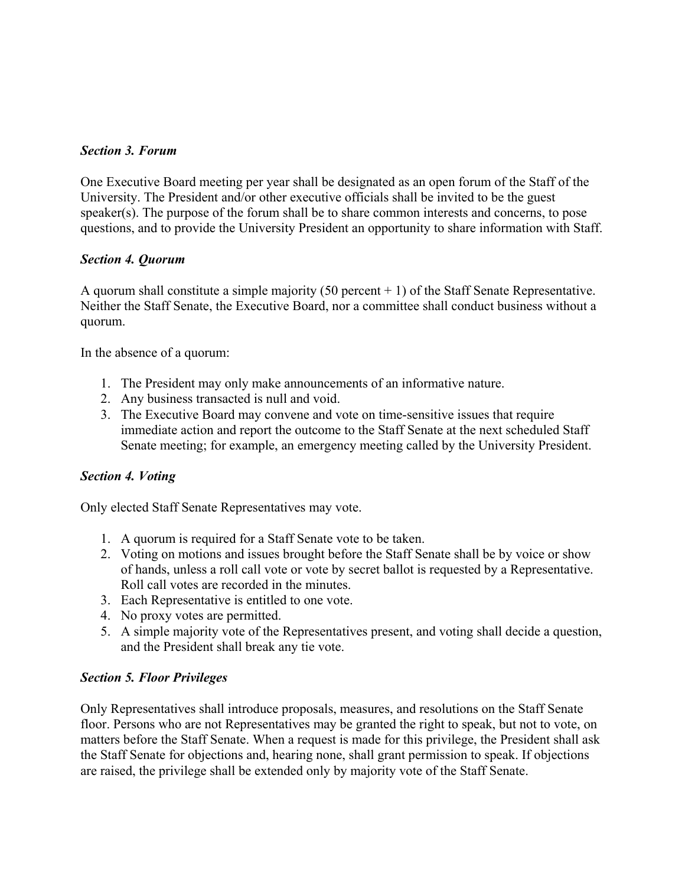### *Section 3. Forum*

One Executive Board meeting per year shall be designated as an open forum of the Staff of the University. The President and/or other executive officials shall be invited to be the guest speaker(s). The purpose of the forum shall be to share common interests and concerns, to pose questions, and to provide the University President an opportunity to share information with Staff.

### *Section 4. Quorum*

A quorum shall constitute a simple majority (50 percent + 1) of the Staff Senate Representative. Neither the Staff Senate, the Executive Board, nor a committee shall conduct business without a quorum.

In the absence of a quorum:

1. The President may only make announcements of an informative nature.
2. Any business transacted is null and void.
3. The Executive Board may convene and vote on time-sensitive issues that require immediate action and report the outcome to the Staff Senate at the next scheduled Staff Senate meeting; for example, an emergency meeting called by the University President.

### *Section 4. Voting*

Only elected Staff Senate Representatives may vote.

1. A quorum is required for a Staff Senate vote to be taken.
2. Voting on motions and issues brought before the Staff Senate shall be by voice or show of hands, unless a roll call vote or vote by secret ballot is requested by a Representative. Roll call votes are recorded in the minutes.
3. Each Representative is entitled to one vote.
4. No proxy votes are permitted.
5. A simple majority vote of the Representatives present, and voting shall decide a question, and the President shall break any tie vote.

### *Section 5. Floor Privileges*

Only Representatives shall introduce proposals, measures, and resolutions on the Staff Senate floor. Persons who are not Representatives may be granted the right to speak, but not to vote, on matters before the Staff Senate. When a request is made for this privilege, the President shall ask the Staff Senate for objections and, hearing none, shall grant permission to speak. If objections are raised, the privilege shall be extended only by majority vote of the Staff Senate.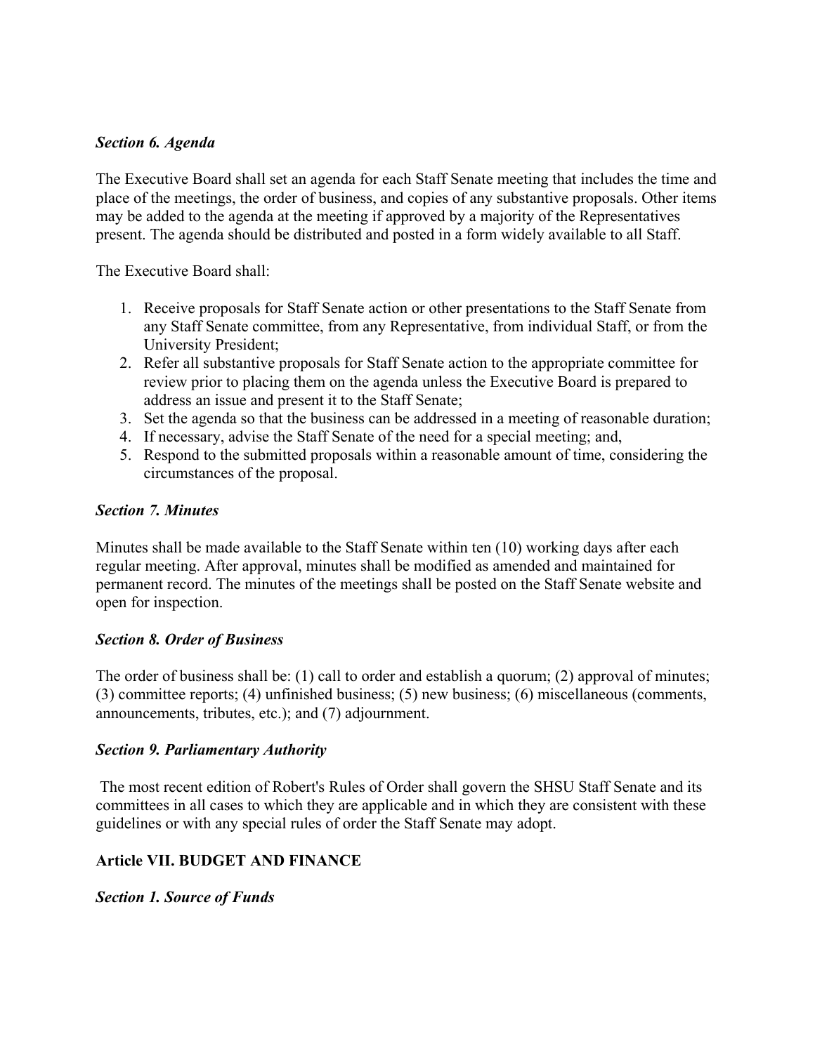### *Section 6. Agenda*

The Executive Board shall set an agenda for each Staff Senate meeting that includes the time and place of the meetings, the order of business, and copies of any substantive proposals. Other items may be added to the agenda at the meeting if approved by a majority of the Representatives present. The agenda should be distributed and posted in a form widely available to all Staff.

The Executive Board shall:

1. Receive proposals for Staff Senate action or other presentations to the Staff Senate from any Staff Senate committee, from any Representative, from individual Staff, or from the University President;
2. Refer all substantive proposals for Staff Senate action to the appropriate committee for review prior to placing them on the agenda unless the Executive Board is prepared to address an issue and present it to the Staff Senate;
3. Set the agenda so that the business can be addressed in a meeting of reasonable duration;
4. If necessary, advise the Staff Senate of the need for a special meeting; and,
5. Respond to the submitted proposals within a reasonable amount of time, considering the circumstances of the proposal.

### *Section 7. Minutes*

Minutes shall be made available to the Staff Senate within ten (10) working days after each regular meeting. After approval, minutes shall be modified as amended and maintained for permanent record. The minutes of the meetings shall be posted on the Staff Senate website and open for inspection.

### *Section 8. Order of Business*

The order of business shall be: (1) call to order and establish a quorum; (2) approval of minutes; (3) committee reports; (4) unfinished business; (5) new business; (6) miscellaneous (comments, announcements, tributes, etc.); and (7) adjournment.

### *Section 9. Parliamentary Authority*

The most recent edition of Robert's Rules of Order shall govern the SHSU Staff Senate and its committees in all cases to which they are applicable and in which they are consistent with these guidelines or with any special rules of order the Staff Senate may adopt.

## Article VII. BUDGET AND FINANCE

### *Section 1. Source of Funds*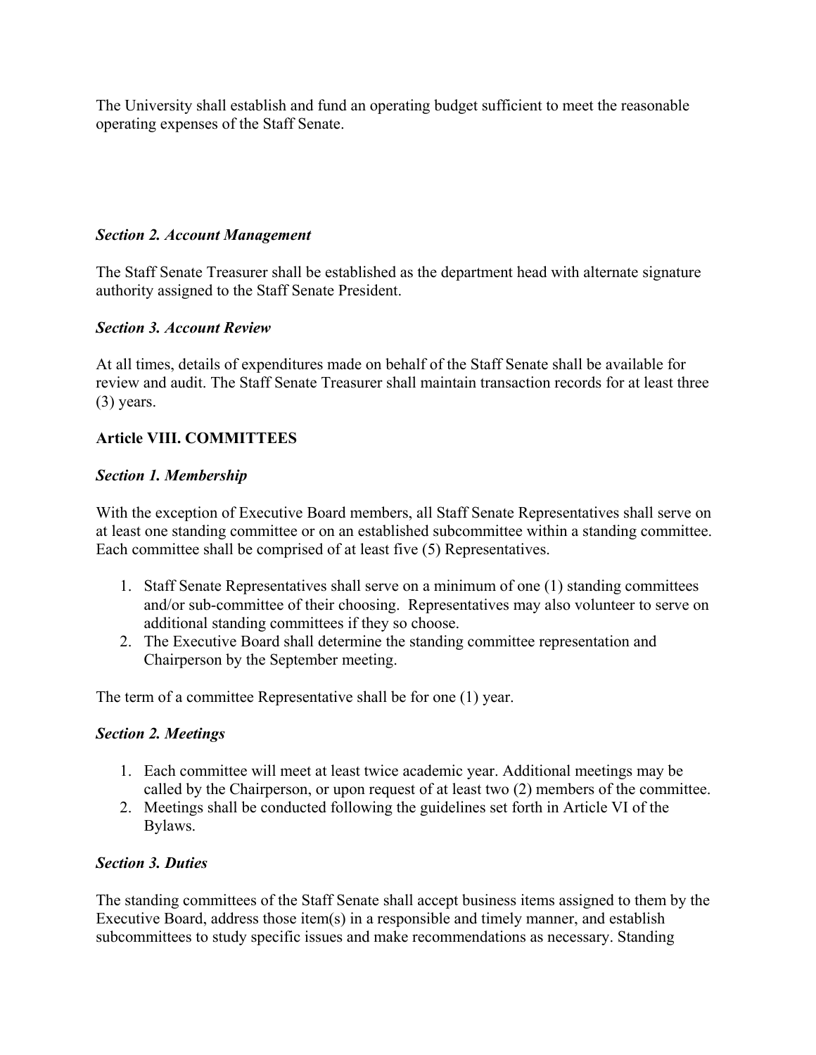The University shall establish and fund an operating budget sufficient to meet the reasonable operating expenses of the Staff Senate.

### *Section 2. Account Management*

The Staff Senate Treasurer shall be established as the department head with alternate signature authority assigned to the Staff Senate President.

### *Section 3. Account Review*

At all times, details of expenditures made on behalf of the Staff Senate shall be available for review and audit. The Staff Senate Treasurer shall maintain transaction records for at least three (3) years.

## Article VIII. COMMITTEES

### *Section 1. Membership*

With the exception of Executive Board members, all Staff Senate Representatives shall serve on at least one standing committee or on an established subcommittee within a standing committee. Each committee shall be comprised of at least five (5) Representatives.

1. Staff Senate Representatives shall serve on a minimum of one (1) standing committees and/or sub-committee of their choosing. Representatives may also volunteer to serve on additional standing committees if they so choose.
2. The Executive Board shall determine the standing committee representation and Chairperson by the September meeting.

The term of a committee Representative shall be for one (1) year.

### *Section 2. Meetings*

1. Each committee will meet at least twice academic year. Additional meetings may be called by the Chairperson, or upon request of at least two (2) members of the committee.
2. Meetings shall be conducted following the guidelines set forth in Article VI of the Bylaws.

### *Section 3. Duties*

The standing committees of the Staff Senate shall accept business items assigned to them by the Executive Board, address those item(s) in a responsible and timely manner, and establish subcommittees to study specific issues and make recommendations as necessary. Standing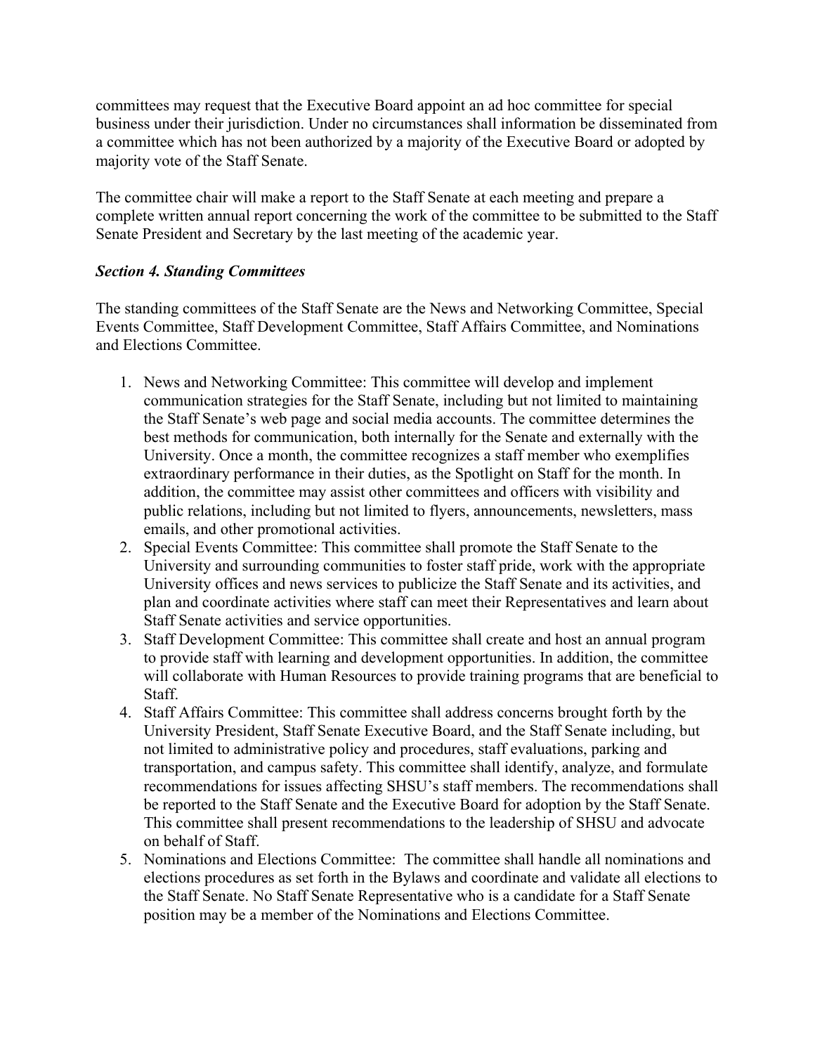committees may request that the Executive Board appoint an ad hoc committee for special business under their jurisdiction. Under no circumstances shall information be disseminated from a committee which has not been authorized by a majority of the Executive Board or adopted by majority vote of the Staff Senate.

The committee chair will make a report to the Staff Senate at each meeting and prepare a complete written annual report concerning the work of the committee to be submitted to the Staff Senate President and Secretary by the last meeting of the academic year.

***Section 4. Standing Committees***

The standing committees of the Staff Senate are the News and Networking Committee, Special Events Committee, Staff Development Committee, Staff Affairs Committee, and Nominations and Elections Committee.

1. News and Networking Committee: This committee will develop and implement communication strategies for the Staff Senate, including but not limited to maintaining the Staff Senate's web page and social media accounts. The committee determines the best methods for communication, both internally for the Senate and externally with the University. Once a month, the committee recognizes a staff member who exemplifies extraordinary performance in their duties, as the Spotlight on Staff for the month. In addition, the committee may assist other committees and officers with visibility and public relations, including but not limited to flyers, announcements, newsletters, mass emails, and other promotional activities.
2. Special Events Committee: This committee shall promote the Staff Senate to the University and surrounding communities to foster staff pride, work with the appropriate University offices and news services to publicize the Staff Senate and its activities, and plan and coordinate activities where staff can meet their Representatives and learn about Staff Senate activities and service opportunities.
3. Staff Development Committee: This committee shall create and host an annual program to provide staff with learning and development opportunities. In addition, the committee will collaborate with Human Resources to provide training programs that are beneficial to Staff.
4. Staff Affairs Committee: This committee shall address concerns brought forth by the University President, Staff Senate Executive Board, and the Staff Senate including, but not limited to administrative policy and procedures, staff evaluations, parking and transportation, and campus safety. This committee shall identify, analyze, and formulate recommendations for issues affecting SHSU's staff members. The recommendations shall be reported to the Staff Senate and the Executive Board for adoption by the Staff Senate. This committee shall present recommendations to the leadership of SHSU and advocate on behalf of Staff.
5. Nominations and Elections Committee: The committee shall handle all nominations and elections procedures as set forth in the Bylaws and coordinate and validate all elections to the Staff Senate. No Staff Senate Representative who is a candidate for a Staff Senate position may be a member of the Nominations and Elections Committee.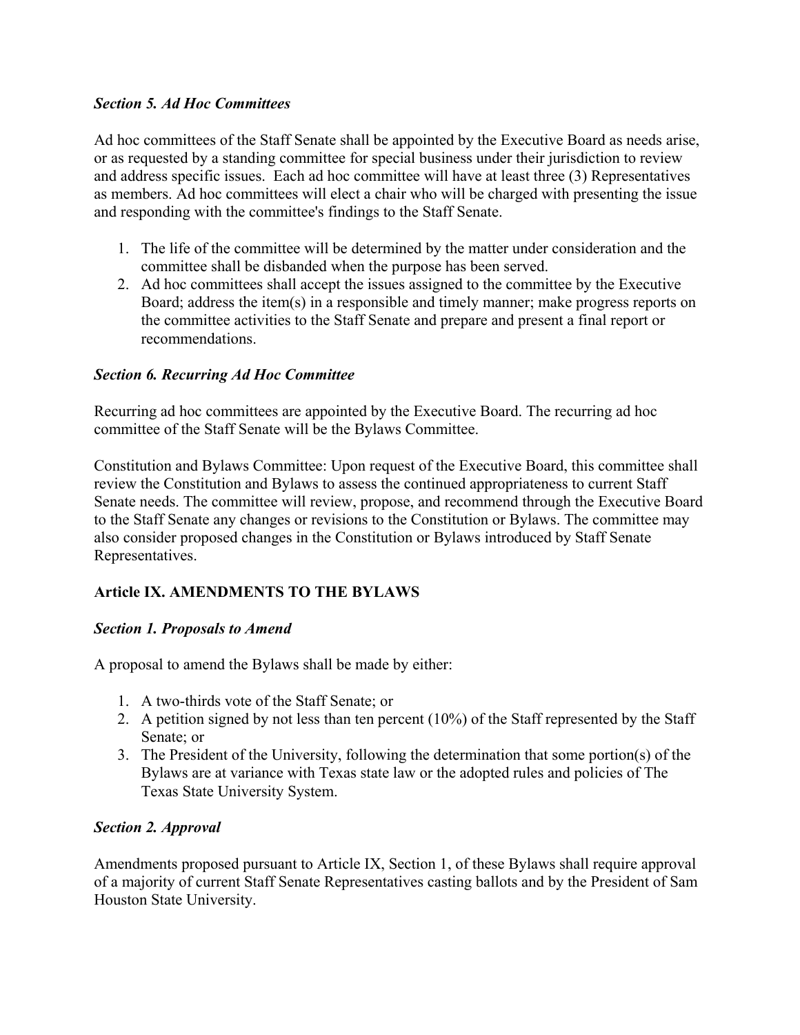### *Section 5. Ad Hoc Committees*

Ad hoc committees of the Staff Senate shall be appointed by the Executive Board as needs arise, or as requested by a standing committee for special business under their jurisdiction to review and address specific issues. Each ad hoc committee will have at least three (3) Representatives as members. Ad hoc committees will elect a chair who will be charged with presenting the issue and responding with the committee's findings to the Staff Senate.

1. The life of the committee will be determined by the matter under consideration and the committee shall be disbanded when the purpose has been served.
2. Ad hoc committees shall accept the issues assigned to the committee by the Executive Board; address the item(s) in a responsible and timely manner; make progress reports on the committee activities to the Staff Senate and prepare and present a final report or recommendations.

### *Section 6. Recurring Ad Hoc Committee*

Recurring ad hoc committees are appointed by the Executive Board. The recurring ad hoc committee of the Staff Senate will be the Bylaws Committee.

Constitution and Bylaws Committee: Upon request of the Executive Board, this committee shall review the Constitution and Bylaws to assess the continued appropriateness to current Staff Senate needs. The committee will review, propose, and recommend through the Executive Board to the Staff Senate any changes or revisions to the Constitution or Bylaws. The committee may also consider proposed changes in the Constitution or Bylaws introduced by Staff Senate Representatives.

## Article IX. AMENDMENTS TO THE BYLAWS

### *Section 1. Proposals to Amend*

A proposal to amend the Bylaws shall be made by either:

1. A two-thirds vote of the Staff Senate; or
2. A petition signed by not less than ten percent (10%) of the Staff represented by the Staff Senate; or
3. The President of the University, following the determination that some portion(s) of the Bylaws are at variance with Texas state law or the adopted rules and policies of The Texas State University System.

### *Section 2. Approval*

Amendments proposed pursuant to Article IX, Section 1, of these Bylaws shall require approval of a majority of current Staff Senate Representatives casting ballots and by the President of Sam Houston State University.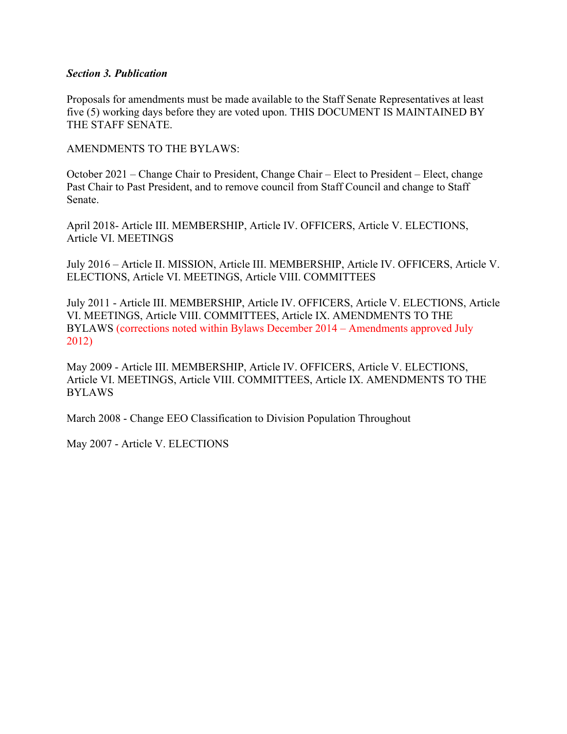***Section 3. Publication***

Proposals for amendments must be made available to the Staff Senate Representatives at least five (5) working days before they are voted upon. THIS DOCUMENT IS MAINTAINED BY THE STAFF SENATE.

AMENDMENTS TO THE BYLAWS:

October 2021 – Change Chair to President, Change Chair – Elect to President – Elect, change Past Chair to Past President, and to remove council from Staff Council and change to Staff Senate.

April 2018- Article III. MEMBERSHIP, Article IV. OFFICERS, Article V. ELECTIONS, Article VI. MEETINGS

July 2016 – Article II. MISSION, Article III. MEMBERSHIP, Article IV. OFFICERS, Article V. ELECTIONS, Article VI. MEETINGS, Article VIII. COMMITTEES

July 2011 - Article III. MEMBERSHIP, Article IV. OFFICERS, Article V. ELECTIONS, Article VI. MEETINGS, Article VIII. COMMITTEES, Article IX. AMENDMENTS TO THE BYLAWS (corrections noted within Bylaws December 2014 – Amendments approved July 2012)

May 2009 - Article III. MEMBERSHIP, Article IV. OFFICERS, Article V. ELECTIONS, Article VI. MEETINGS, Article VIII. COMMITTEES, Article IX. AMENDMENTS TO THE BYLAWS

March 2008 - Change EEO Classification to Division Population Throughout

May 2007 - Article V. ELECTIONS